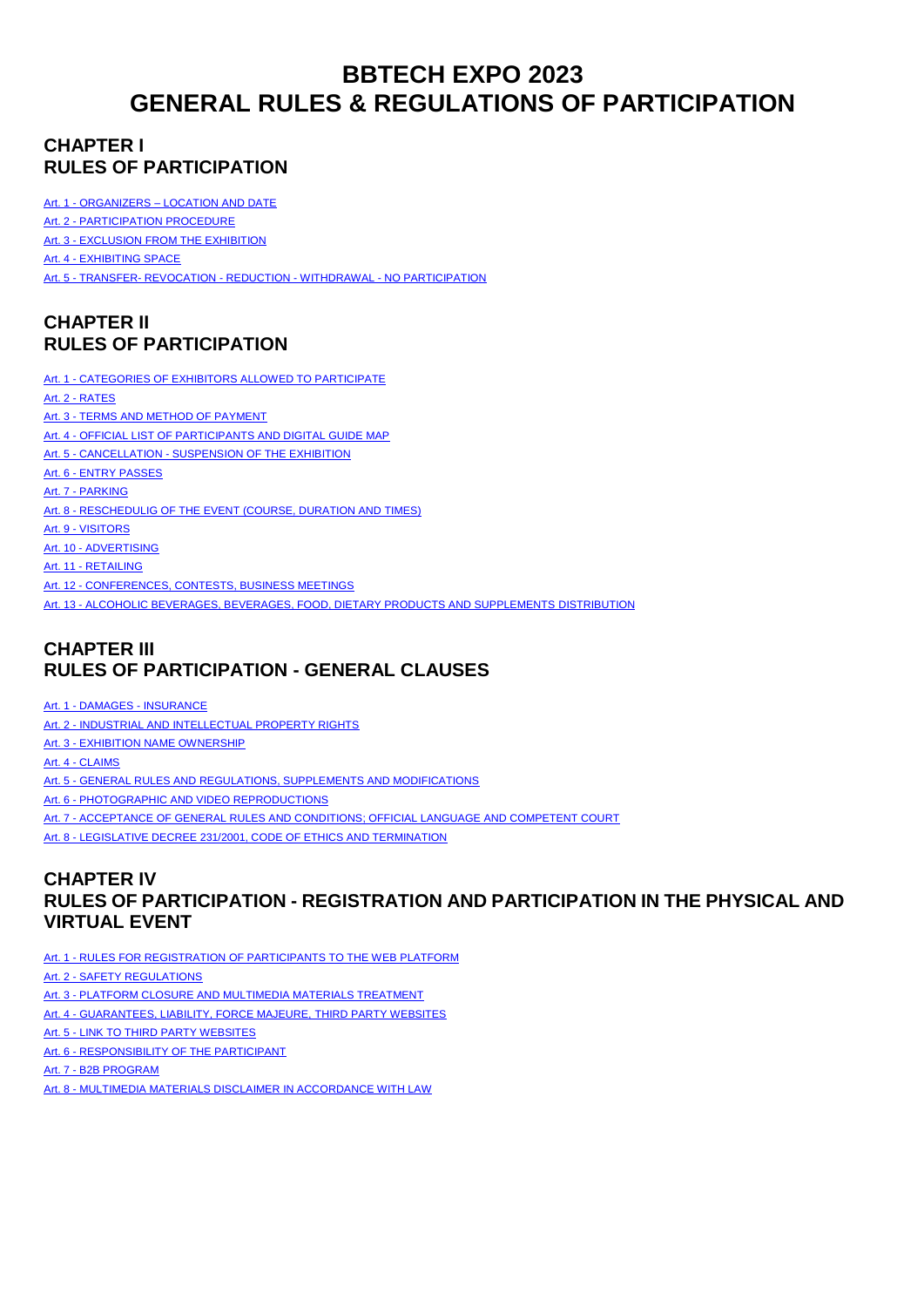# BBTECH EXPO 2023
# GENERAL RULES & REGULATIONS OF PARTICIPATION

## CHAPTER I
## RULES OF PARTICIPATION

Art. 1 - ORGANIZERS – LOCATION AND DATE

Art. 2 - PARTICIPATION PROCEDURE

Art. 3 - EXCLUSION FROM THE EXHIBITION

Art. 4 - EXHIBITING SPACE

Art. 5 - TRANSFER- REVOCATION - REDUCTION - WITHDRAWAL - NO PARTICIPATION

## CHAPTER II
## RULES OF PARTICIPATION

Art. 1 - CATEGORIES OF EXHIBITORS ALLOWED TO PARTICIPATE

Art. 2 - RATES

Art. 3 - TERMS AND METHOD OF PAYMENT

Art. 4 - OFFICIAL LIST OF PARTICIPANTS AND DIGITAL GUIDE MAP

Art. 5 - CANCELLATION - SUSPENSION OF THE EXHIBITION

Art. 6 - ENTRY PASSES

Art. 7 - PARKING

Art. 8 - RESCHEDULIG OF THE EVENT (COURSE, DURATION AND TIMES)

Art. 9 - VISITORS

Art. 10 - ADVERTISING

Art. 11 - RETAILING

Art. 12 - CONFERENCES, CONTESTS, BUSINESS MEETINGS

Art. 13 - ALCOHOLIC BEVERAGES, BEVERAGES, FOOD, DIETARY PRODUCTS AND SUPPLEMENTS DISTRIBUTION

## CHAPTER III
## RULES OF PARTICIPATION - GENERAL CLAUSES

Art. 1 - DAMAGES - INSURANCE

Art. 2 - INDUSTRIAL AND INTELLECTUAL PROPERTY RIGHTS

Art. 3 - EXHIBITION NAME OWNERSHIP

Art. 4 - CLAIMS

Art. 5 - GENERAL RULES AND REGULATIONS, SUPPLEMENTS AND MODIFICATIONS

Art. 6 - PHOTOGRAPHIC AND VIDEO REPRODUCTIONS

Art. 7 - ACCEPTANCE OF GENERAL RULES AND CONDITIONS; OFFICIAL LANGUAGE AND COMPETENT COURT

Art. 8 - LEGISLATIVE DECREE 231/2001, CODE OF ETHICS AND TERMINATION

## CHAPTER IV
## RULES OF PARTICIPATION - REGISTRATION AND PARTICIPATION IN THE PHYSICAL AND VIRTUAL EVENT

Art. 1 - RULES FOR REGISTRATION OF PARTICIPANTS TO THE WEB PLATFORM

Art. 2 - SAFETY REGULATIONS

Art. 3 - PLATFORM CLOSURE AND MULTIMEDIA MATERIALS TREATMENT

Art. 4 - GUARANTEES, LIABILITY, FORCE MAJEURE, THIRD PARTY WEBSITES

Art. 5 - LINK TO THIRD PARTY WEBSITES

Art. 6 - RESPONSIBILITY OF THE PARTICIPANT

Art. 7 - B2B PROGRAM

Art. 8 - MULTIMEDIA MATERIALS DISCLAIMER IN ACCORDANCE WITH LAW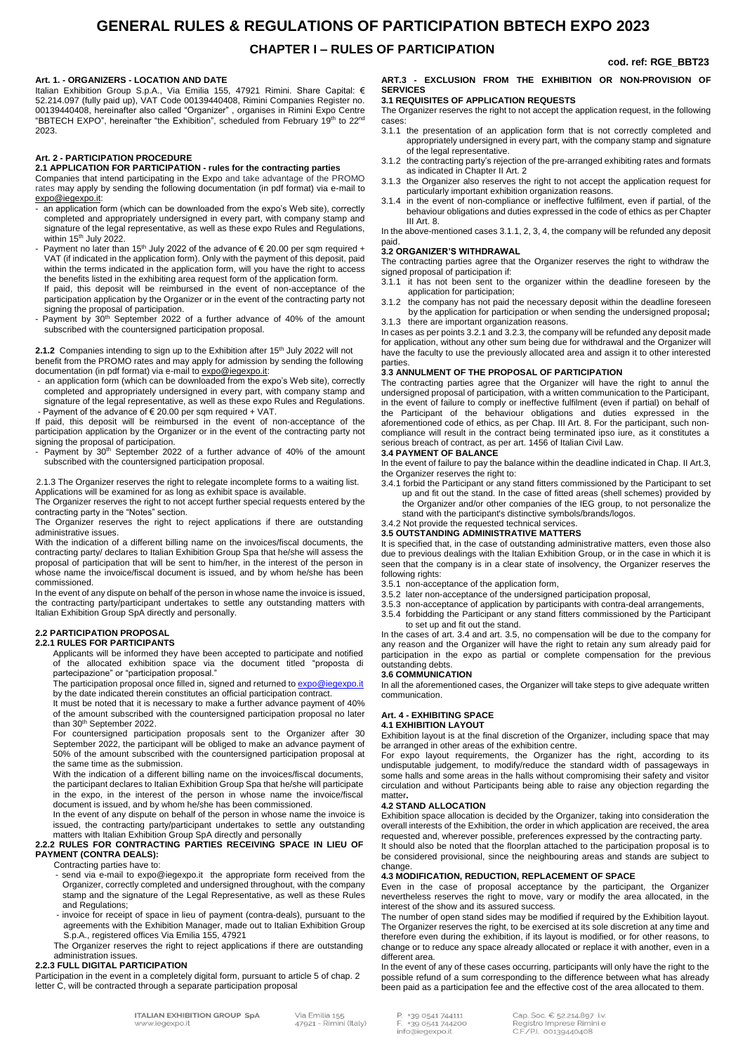# GENERAL RULES & REGULATIONS OF PARTICIPATION BBTECH EXPO 2023

## CHAPTER I – RULES OF PARTICIPATION

**cod. ref: RGE_BBT23**

### Art. 1. - ORGANIZERS - LOCATION AND DATE

Italian Exhibition Group S.p.A., Via Emilia 155, 47921 Rimini. Share Capital: € 52.214.097 (fully paid up), VAT Code 00139440408, Rimini Companies Register no. 00139440408, hereinafter also called "Organizer" , organises in Rimini Expo Centre "BBTECH EXPO", hereinafter "the Exhibition", scheduled from February 19th to 22nd 2023.

### Art. 2 - PARTICIPATION PROCEDURE

**2.1 APPLICATION FOR PARTICIPATION - rules for the contracting parties**

Companies that intend participating in the Expo and take advantage of the PROMO rates may apply by sending the following documentation (in pdf format) via e-mail to expo@iegexpo.it:

- an application form (which can be downloaded from the expo's Web site), correctly completed and appropriately undersigned in every part, with company stamp and signature of the legal representative, as well as these expo Rules and Regulations, within 15th July 2022.
- Payment no later than 15th July 2022 of the advance of € 20.00 per sqm required + VAT (if indicated in the application form). Only with the payment of this deposit, paid within the terms indicated in the application form, will you have the right to access the benefits listed in the exhibiting area request form of the application form.
  If paid, this deposit will be reimbursed in the event of non-acceptance of the participation application by the Organizer or in the event of the contracting party not signing the proposal of participation.
- Payment by 30th September 2022 of a further advance of 40% of the amount subscribed with the countersigned participation proposal.

**2.1.2** Companies intending to sign up to the Exhibition after 15th July 2022 will not benefit from the PROMO rates and may apply for admission by sending the following documentation (in pdf format) via e-mail to expo@iegexpo.it:

- an application form (which can be downloaded from the expo's Web site), correctly completed and appropriately undersigned in every part, with company stamp and signature of the legal representative, as well as these expo Rules and Regulations.
- Payment of the advance of € 20.00 per sqm required + VAT.

If paid, this deposit will be reimbursed in the event of non-acceptance of the participation application by the Organizer or in the event of the contracting party not signing the proposal of participation.

- Payment by 30th September 2022 of a further advance of 40% of the amount subscribed with the countersigned participation proposal.

2.1.3 The Organizer reserves the right to relegate incomplete forms to a waiting list.

Applications will be examined for as long as exhibit space is available.

The Organizer reserves the right to not accept further special requests entered by the contracting party in the "Notes" section.

The Organizer reserves the right to reject applications if there are outstanding administrative issues.

With the indication of a different billing name on the invoices/fiscal documents, the contracting party/ declares to Italian Exhibition Group Spa that he/she will assess the proposal of participation that will be sent to him/her, in the interest of the person in whose name the invoice/fiscal document is issued, and by whom he/she has been commissioned.

In the event of any dispute on behalf of the person in whose name the invoice is issued, the contracting party/participant undertakes to settle any outstanding matters with Italian Exhibition Group SpA directly and personally.

**2.2 PARTICIPATION PROPOSAL**

**2.2.1 RULES FOR PARTICIPANTS**

Applicants will be informed they have been accepted to participate and notified of the allocated exhibition space via the document titled "proposta di partecipazione" or "participation proposal."

The participation proposal once filled in, signed and returned to expo@iegexpo.it by the date indicated therein constitutes an official participation contract.

It must be noted that it is necessary to make a further advance payment of 40% of the amount subscribed with the countersigned participation proposal no later than 30th September 2022.

For countersigned participation proposals sent to the Organizer after 30 September 2022, the participant will be obliged to make an advance payment of 50% of the amount subscribed with the countersigned participation proposal at the same time as the submission.

With the indication of a different billing name on the invoices/fiscal documents, the participant declares to Italian Exhibition Group Spa that he/she will participate in the expo, in the interest of the person in whose name the invoice/fiscal document is issued, and by whom he/she has been commissioned.

In the event of any dispute on behalf of the person in whose name the invoice is issued, the contracting party/participant undertakes to settle any outstanding matters with Italian Exhibition Group SpA directly and personally

**2.2.2 RULES FOR CONTRACTING PARTIES RECEIVING SPACE IN LIEU OF PAYMENT (CONTRA DEALS):**

Contracting parties have to:

- send via e-mail to expo@iegexpo.it the appropriate form received from the Organizer, correctly completed and undersigned throughout, with the company stamp and the signature of the Legal Representative, as well as these Rules and Regulations;
- invoice for receipt of space in lieu of payment (contra-deals), pursuant to the agreements with the Exhibition Manager, made out to Italian Exhibition Group S.p.A., registered offices Via Emilia 155, 47921

The Organizer reserves the right to reject applications if there are outstanding administration issues.

**2.2.3 FULL DIGITAL PARTICIPATION**

Participation in the event in a completely digital form, pursuant to article 5 of chap. 2 letter C, will be contracted through a separate participation proposal

### ART.3 - EXCLUSION FROM THE EXHIBITION OR NON-PROVISION OF SERVICES

**3.1 REQUISITES OF APPLICATION REQUESTS**

The Organizer reserves the right to not accept the application request, in the following cases:

3.1.1 the presentation of an application form that is not correctly completed and appropriately undersigned in every part, with the company stamp and signature of the legal representative.

3.1.2 the contracting party's rejection of the pre-arranged exhibiting rates and formats as indicated in Chapter II Art. 2

3.1.3 the Organizer also reserves the right to not accept the application request for particularly important exhibition organization reasons.

3.1.4 in the event of non-compliance or ineffective fulfilment, even if partial, of the behaviour obligations and duties expressed in the code of ethics as per Chapter III Art. 8.

In the above-mentioned cases 3.1.1, 2, 3, 4, the company will be refunded any deposit paid.

**3.2 ORGANIZER'S WITHDRAWAL**

The contracting parties agree that the Organizer reserves the right to withdraw the signed proposal of participation if:

3.1.1 it has not been sent to the organizer within the deadline foreseen by the application for participation;

3.1.2 the company has not paid the necessary deposit within the deadline foreseen by the application for participation or when sending the undersigned proposal;

3.1.3 there are important organization reasons.

In cases as per points 3.2.1 and 3.2.3, the company will be refunded any deposit made for application, without any other sum being due for withdrawal and the Organizer will have the faculty to use the previously allocated area and assign it to other interested parties.

**3.3 ANNULMENT OF THE PROPOSAL OF PARTICIPATION**

The contracting parties agree that the Organizer will have the right to annul the undersigned proposal of participation, with a written communication to the Participant, in the event of failure to comply or ineffective fulfilment (even if partial) on behalf of the Participant of the behaviour obligations and duties expressed in the aforementioned code of ethics, as per Chap. III Art. 8. For the participant, such non-compliance will result in the contract being terminated ipso iure, as it constitutes a serious breach of contract, as per art. 1456 of Italian Civil Law.

**3.4 PAYMENT OF BALANCE**

In the event of failure to pay the balance within the deadline indicated in Chap. II Art.3, the Organizer reserves the right to:

3.4.1 forbid the Participant or any stand fitters commissioned by the Participant to set up and fit out the stand. In the case of fitted areas (shell schemes) provided by the Organizer and/or other companies of the IEG group, to not personalize the stand with the participant's distinctive symbols/brands/logos.

3.4.2 Not provide the requested technical services.

**3.5 OUTSTANDING ADMINISTRATIVE MATTERS**

It is specified that, in the case of outstanding administrative matters, even those also due to previous dealings with the Italian Exhibition Group, or in the case in which it is seen that the company is in a clear state of insolvency, the Organizer reserves the following rights:

3.5.1 non-acceptance of the application form,

3.5.2 later non-acceptance of the undersigned participation proposal,

3.5.3 non-acceptance of application by participants with contra-deal arrangements,

3.5.4 forbidding the Participant or any stand fitters commissioned by the Participant to set up and fit out the stand.

In the cases of art. 3.4 and art. 3.5, no compensation will be due to the company for any reason and the Organizer will have the right to retain any sum already paid for participation in the expo as partial or complete compensation for the previous outstanding debts.

**3.6 COMMUNICATION**

In all the aforementioned cases, the Organizer will take steps to give adequate written communication.

### Art. 4 - EXHIBITING SPACE

**4.1 EXHIBITION LAYOUT**

Exhibition layout is at the final discretion of the Organizer, including space that may be arranged in other areas of the exhibition centre.

For expo layout requirements, the Organizer has the right, according to its undisputable judgement, to modify/reduce the standard width of passageways in some halls and some areas in the halls without compromising their safety and visitor circulation and without Participants being able to raise any objection regarding the matter**.**

**4.2 STAND ALLOCATION**

Exhibition space allocation is decided by the Organizer, taking into consideration the overall interests of the Exhibition, the order in which application are received, the area requested and, wherever possible, preferences expressed by the contracting party.

It should also be noted that the floorplan attached to the participation proposal is to be considered provisional, since the neighbouring areas and stands are subject to change.

**4.3 MODIFICATION, REDUCTION, REPLACEMENT OF SPACE**

Even in the case of proposal acceptance by the participant, the Organizer nevertheless reserves the right to move, vary or modify the area allocated, in the interest of the show and its assured success.

The number of open stand sides may be modified if required by the Exhibition layout. The Organizer reserves the right, to be exercised at its sole discretion at any time and therefore even during the exhibition, if its layout is modified, or for other reasons, to change or to reduce any space already allocated or replace it with another, even in a different area.

In the event of any of these cases occurring, participants will only have the right to the possible refund of a sum corresponding to the difference between what has already been paid as a participation fee and the effective cost of the area allocated to them.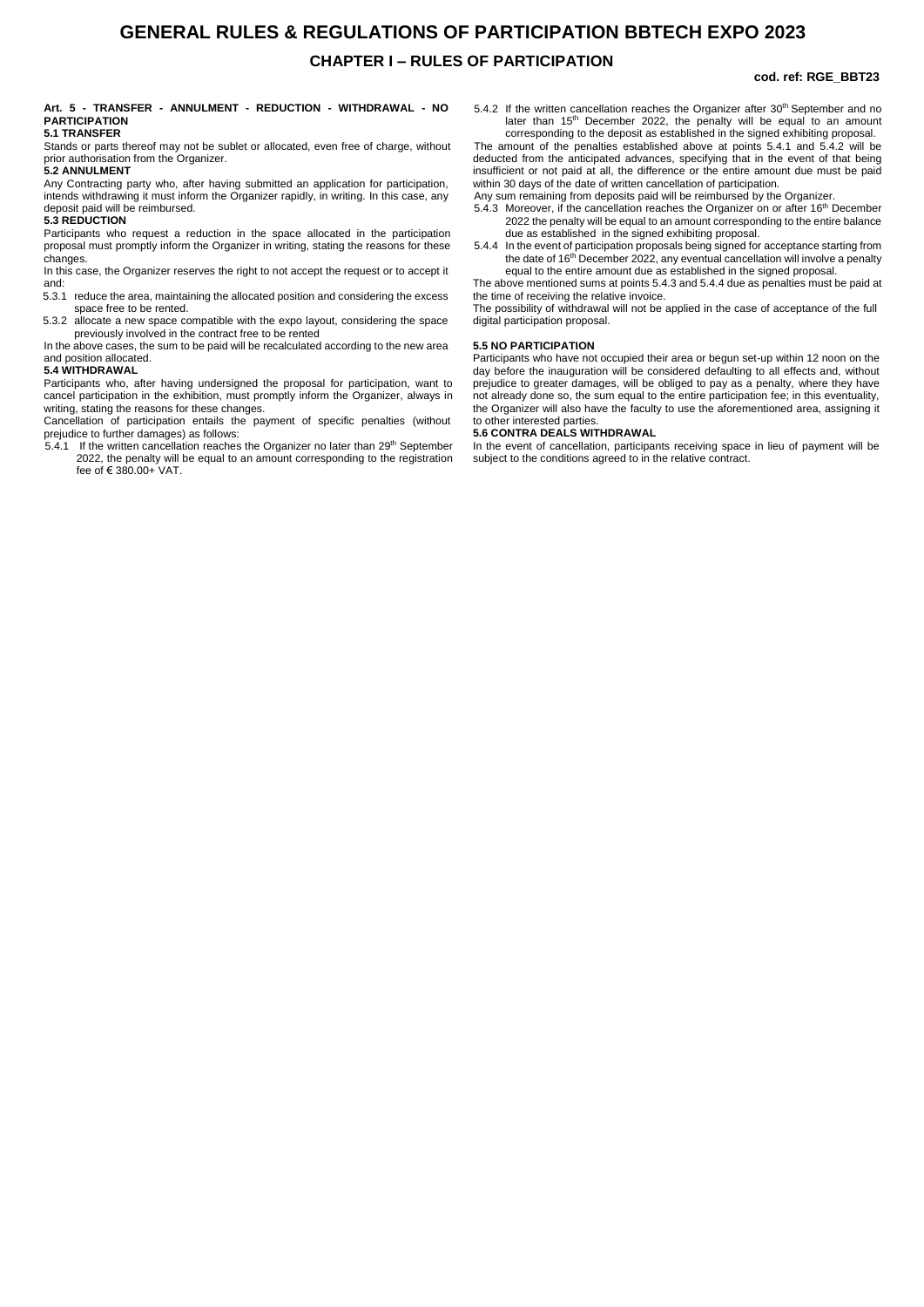# GENERAL RULES & REGULATIONS OF PARTICIPATION BBTECH EXPO 2023

## CHAPTER I – RULES OF PARTICIPATION

**cod. ref: RGE_BBT23**

### Art. 5 - TRANSFER - ANNULMENT - REDUCTION - WITHDRAWAL - NO PARTICIPATION

**5.1 TRANSFER**

Stands or parts thereof may not be sublet or allocated, even free of charge, without prior authorisation from the Organizer.

**5.2 ANNULMENT**

Any Contracting party who, after having submitted an application for participation, intends withdrawing it must inform the Organizer rapidly, in writing. In this case, any deposit paid will be reimbursed.

**5.3 REDUCTION**

Participants who request a reduction in the space allocated in the participation proposal must promptly inform the Organizer in writing, stating the reasons for these changes.

In this case, the Organizer reserves the right to not accept the request or to accept it and:

5.3.1 reduce the area, maintaining the allocated position and considering the excess space free to be rented.

5.3.2 allocate a new space compatible with the expo layout, considering the space previously involved in the contract free to be rented

In the above cases, the sum to be paid will be recalculated according to the new area and position allocated.

**5.4 WITHDRAWAL**

Participants who, after having undersigned the proposal for participation, want to cancel participation in the exhibition, must promptly inform the Organizer, always in writing, stating the reasons for these changes.

Cancellation of participation entails the payment of specific penalties (without prejudice to further damages) as follows:

5.4.1 If the written cancellation reaches the Organizer no later than 29th September 2022, the penalty will be equal to an amount corresponding to the registration fee of € 380.00+ VAT.

5.4.2 If the written cancellation reaches the Organizer after 30th September and no later than 15th December 2022, the penalty will be equal to an amount corresponding to the deposit as established in the signed exhibiting proposal.

The amount of the penalties established above at points 5.4.1 and 5.4.2 will be deducted from the anticipated advances, specifying that in the event of that being insufficient or not paid at all, the difference or the entire amount due must be paid within 30 days of the date of written cancellation of participation.

Any sum remaining from deposits paid will be reimbursed by the Organizer.

5.4.3 Moreover, if the cancellation reaches the Organizer on or after 16th December 2022 the penalty will be equal to an amount corresponding to the entire balance due as established in the signed exhibiting proposal.

5.4.4 In the event of participation proposals being signed for acceptance starting from the date of 16th December 2022, any eventual cancellation will involve a penalty equal to the entire amount due as established in the signed proposal.

The above mentioned sums at points 5.4.3 and 5.4.4 due as penalties must be paid at the time of receiving the relative invoice.

The possibility of withdrawal will not be applied in the case of acceptance of the full digital participation proposal.

**5.5 NO PARTICIPATION**

Participants who have not occupied their area or begun set-up within 12 noon on the day before the inauguration will be considered defaulting to all effects and, without prejudice to greater damages, will be obliged to pay as a penalty, where they have not already done so, the sum equal to the entire participation fee; in this eventuality, the Organizer will also have the faculty to use the aforementioned area, assigning it to other interested parties.

**5.6 CONTRA DEALS WITHDRAWAL**

In the event of cancellation, participants receiving space in lieu of payment will be subject to the conditions agreed to in the relative contract.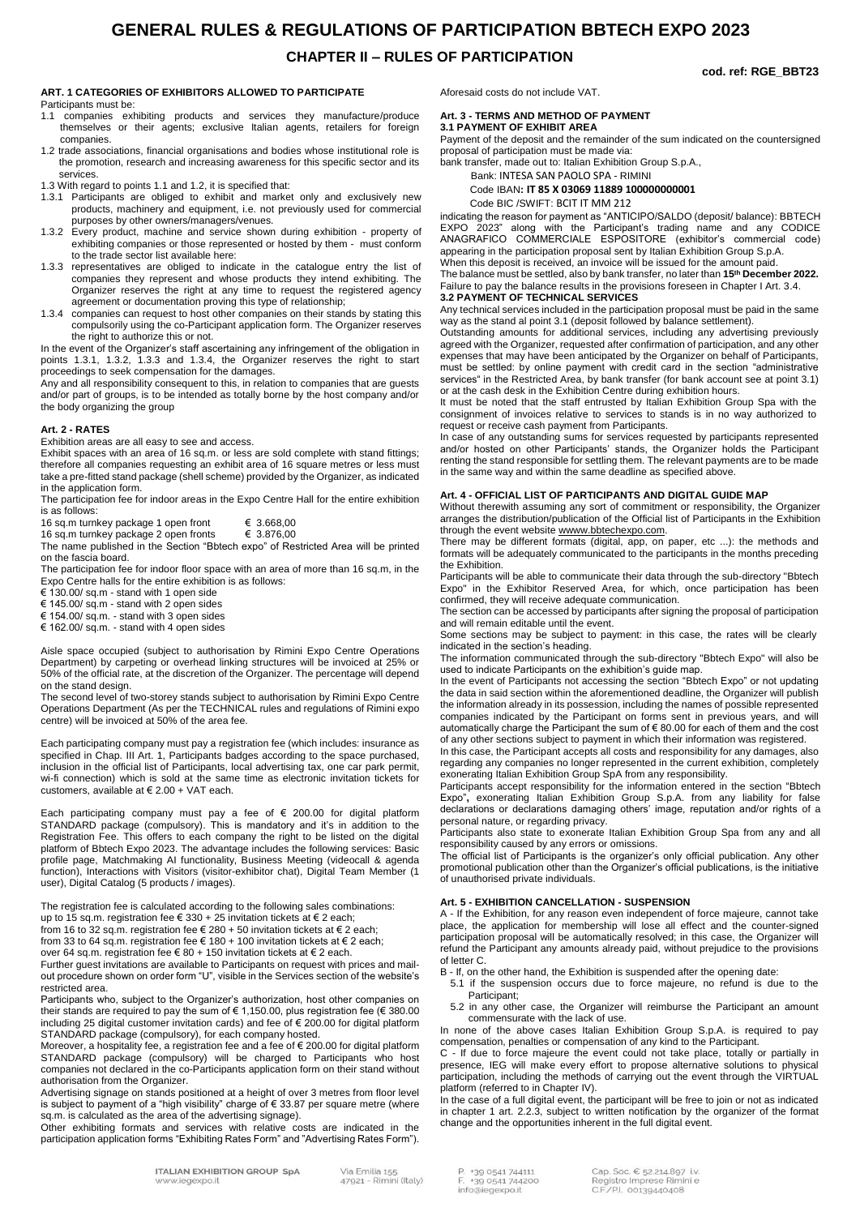# GENERAL RULES & REGULATIONS OF PARTICIPATION BBTECH EXPO 2023

## CHAPTER II – RULES OF PARTICIPATION

**cod. ref: RGE_BBT23**

### ART. 1 CATEGORIES OF EXHIBITORS ALLOWED TO PARTICIPATE

Participants must be:

1.1 companies exhibiting products and services they manufacture/produce themselves or their agents; exclusive Italian agents, retailers for foreign companies.

1.2 trade associations, financial organisations and bodies whose institutional role is the promotion, research and increasing awareness for this specific sector and its services.

1.3 With regard to points 1.1 and 1.2, it is specified that:

1.3.1 Participants are obliged to exhibit and market only and exclusively new products, machinery and equipment, i.e. not previously used for commercial purposes by other owners/managers/venues.

1.3.2 Every product, machine and service shown during exhibition - property of exhibiting companies or those represented or hosted by them - must conform to the trade sector list available here:

1.3.3 representatives are obliged to indicate in the catalogue entry the list of companies they represent and whose products they intend exhibiting. The Organizer reserves the right at any time to request the registered agency agreement or documentation proving this type of relationship;

1.3.4 companies can request to host other companies on their stands by stating this compulsorily using the co-Participant application form. The Organizer reserves the right to authorize this or not.

In the event of the Organizer's staff ascertaining any infringement of the obligation in points 1.3.1, 1.3.2, 1.3.3 and 1.3.4, the Organizer reserves the right to start proceedings to seek compensation for the damages.

Any and all responsibility consequent to this, in relation to companies that are guests and/or part of groups, is to be intended as totally borne by the host company and/or the body organizing the group

### Art. 2 - RATES

Exhibition areas are all easy to see and access.

Exhibit spaces with an area of 16 sq.m. or less are sold complete with stand fittings; therefore all companies requesting an exhibit area of 16 square metres or less must take a pre-fitted stand package (shell scheme) provided by the Organizer, as indicated in the application form.

The participation fee for indoor areas in the Expo Centre Hall for the entire exhibition is as follows:

16 sq.m turnkey package 1 open front € 3.668,00
16 sq.m turnkey package 2 open fronts € 3.876,00

The name published in the Section "Bbtech expo" of Restricted Area will be printed on the fascia board.

The participation fee for indoor floor space with an area of more than 16 sq.m, in the Expo Centre halls for the entire exhibition is as follows:

€ 130.00/ sq.m - stand with 1 open side
€ 145.00/ sq.m - stand with 2 open sides
€ 154.00/ sq.m. - stand with 3 open sides
€ 162.00/ sq.m. - stand with 4 open sides

Aisle space occupied (subject to authorisation by Rimini Expo Centre Operations Department) by carpeting or overhead linking structures will be invoiced at 25% or 50% of the official rate, at the discretion of the Organizer. The percentage will depend on the stand design.

The second level of two-storey stands subject to authorisation by Rimini Expo Centre Operations Department (As per the TECHNICAL rules and regulations of Rimini expo centre) will be invoiced at 50% of the area fee.

Each participating company must pay a registration fee (which includes: insurance as specified in Chap. III Art. 1, Participants badges according to the space purchased, inclusion in the official list of Participants, local advertising tax, one car park permit, wi-fi connection) which is sold at the same time as electronic invitation tickets for customers, available at € 2.00 + VAT each.

Each participating company must pay a fee of € 200.00 for digital platform STANDARD package (compulsory). This is mandatory and it's in addition to the Registration Fee. This offers to each company the right to be listed on the digital platform of Bbtech Expo 2023. The advantage includes the following services: Basic profile page, Matchmaking AI functionality, Business Meeting (videocall & agenda function), Interactions with Visitors (visitor-exhibitor chat), Digital Team Member (1 user), Digital Catalog (5 products / images).

The registration fee is calculated according to the following sales combinations:
up to 15 sq.m. registration fee € 330 + 25 invitation tickets at € 2 each;
from 16 to 32 sq.m. registration fee € 280 + 50 invitation tickets at € 2 each;
from 33 to 64 sq.m. registration fee € 180 + 100 invitation tickets at € 2 each;
over 64 sq.m. registration fee € 80 + 150 invitation tickets at € 2 each.

Further guest invitations are available to Participants on request with prices and mail-out procedure shown on order form "U", visible in the Services section of the website's restricted area.

Participants who, subject to the Organizer's authorization, host other companies on their stands are required to pay the sum of € 1,150.00, plus registration fee (€ 380.00 including 25 digital customer invitation cards) and fee of € 200.00 for digital platform STANDARD package (compulsory), for each company hosted.

Moreover, a hospitality fee, a registration fee and a fee of € 200.00 for digital platform STANDARD package (compulsory) will be charged to Participants who host companies not declared in the co-Participants application form on their stand without authorisation from the Organizer.

Advertising signage on stands positioned at a height of over 3 metres from floor level is subject to payment of a "high visibility" charge of € 33.87 per square metre (where sq.m. is calculated as the area of the advertising signage).

Other exhibiting formats and services with relative costs are indicated in the participation application forms "Exhibiting Rates Form" and "Advertising Rates Form").

Aforesaid costs do not include VAT.

### Art. 3 - TERMS AND METHOD OF PAYMENT

**3.1 PAYMENT OF EXHIBIT AREA**

Payment of the deposit and the remainder of the sum indicated on the countersigned proposal of participation must be made via:

bank transfer, made out to: Italian Exhibition Group S.p.A.,

Bank: INTESA SAN PAOLO SPA - RIMINI
Code IBAN**: IT 85 X 03069 11889 100000000001**
Code BIC /SWIFT: BCIT IT MM 212

indicating the reason for payment as "ANTICIPO/SALDO (deposit/ balance): BBTECH EXPO 2023" along with the Participant's trading name and any CODICE ANAGRAFICO COMMERCIALE ESPOSITORE (exhibitor's commercial code) appearing in the participation proposal sent by Italian Exhibition Group S.p.A.

When this deposit is received, an invoice will be issued for the amount paid.

The balance must be settled, also by bank transfer, no later than **15th December 2022.**

Failure to pay the balance results in the provisions foreseen in Chapter I Art. 3.4.

**3.2 PAYMENT OF TECHNICAL SERVICES**

Any technical services included in the participation proposal must be paid in the same way as the stand al point 3.1 (deposit followed by balance settlement).

Outstanding amounts for additional services, including any advertising previously agreed with the Organizer, requested after confirmation of participation, and any other expenses that may have been anticipated by the Organizer on behalf of Participants, must be settled: by online payment with credit card in the section "administrative services" in the Restricted Area, by bank transfer (for bank account see at point 3.1) or at the cash desk in the Exhibition Centre during exhibition hours.

It must be noted that the staff entrusted by Italian Exhibition Group Spa with the consignment of invoices relative to services to stands is in no way authorized to request or receive cash payment from Participants.

In case of any outstanding sums for services requested by participants represented and/or hosted on other Participants' stands, the Organizer holds the Participant renting the stand responsible for settling them. The relevant payments are to be made in the same way and within the same deadline as specified above.

### Art. 4 - OFFICIAL LIST OF PARTICIPANTS AND DIGITAL GUIDE MAP

Without therewith assuming any sort of commitment or responsibility, the Organizer arranges the distribution/publication of the Official list of Participants in the Exhibition through the event website wwww.bbtechexpo.com.

There may be different formats (digital, app, on paper, etc ...): the methods and formats will be adequately communicated to the participants in the months preceding the Exhibition.

Participants will be able to communicate their data through the sub-directory "Bbtech Expo" in the Exhibitor Reserved Area, for which, once participation has been confirmed, they will receive adequate communication.

The section can be accessed by participants after signing the proposal of participation and will remain editable until the event.

Some sections may be subject to payment: in this case, the rates will be clearly indicated in the section's heading.

The information communicated through the sub-directory "Bbtech Expo" will also be used to indicate Participants on the exhibition's guide map.

In the event of Participants not accessing the section "Bbtech Expo" or not updating the data in said section within the aforementioned deadline, the Organizer will publish the information already in its possession, including the names of possible represented companies indicated by the Participant on forms sent in previous years, and will automatically charge the Participant the sum of € 80.00 for each of them and the cost of any other sections subject to payment in which their information was registered.

In this case, the Participant accepts all costs and responsibility for any damages, also regarding any companies no longer represented in the current exhibition, completely exonerating Italian Exhibition Group SpA from any responsibility.

Participants accept responsibility for the information entered in the section "Bbtech Expo"**,** exonerating Italian Exhibition Group S.p.A. from any liability for false declarations or declarations damaging others' image, reputation and/or rights of a personal nature, or regarding privacy.

Participants also state to exonerate Italian Exhibition Group Spa from any and all responsibility caused by any errors or omissions.

The official list of Participants is the organizer's only official publication. Any other promotional publication other than the Organizer's official publications, is the initiative of unauthorised private individuals.

### Art. 5 - EXHIBITION CANCELLATION - SUSPENSION

A - If the Exhibition, for any reason even independent of force majeure, cannot take place, the application for membership will lose all effect and the counter-signed participation proposal will be automatically resolved; in this case, the Organizer will refund the Participant any amounts already paid, without prejudice to the provisions of letter C.

B - If, on the other hand, the Exhibition is suspended after the opening date:

5.1 if the suspension occurs due to force majeure, no refund is due to the Participant;

5.2 in any other case, the Organizer will reimburse the Participant an amount commensurate with the lack of use.

In none of the above cases Italian Exhibition Group S.p.A. is required to pay compensation, penalties or compensation of any kind to the Participant.

C - If due to force majeure the event could not take place, totally or partially in presence, IEG will make every effort to propose alternative solutions to physical participation, including the methods of carrying out the event through the VIRTUAL platform (referred to in Chapter IV).

In the case of a full digital event, the participant will be free to join or not as indicated in chapter 1 art. 2.2.3, subject to written notification by the organizer of the format change and the opportunities inherent in the full digital event.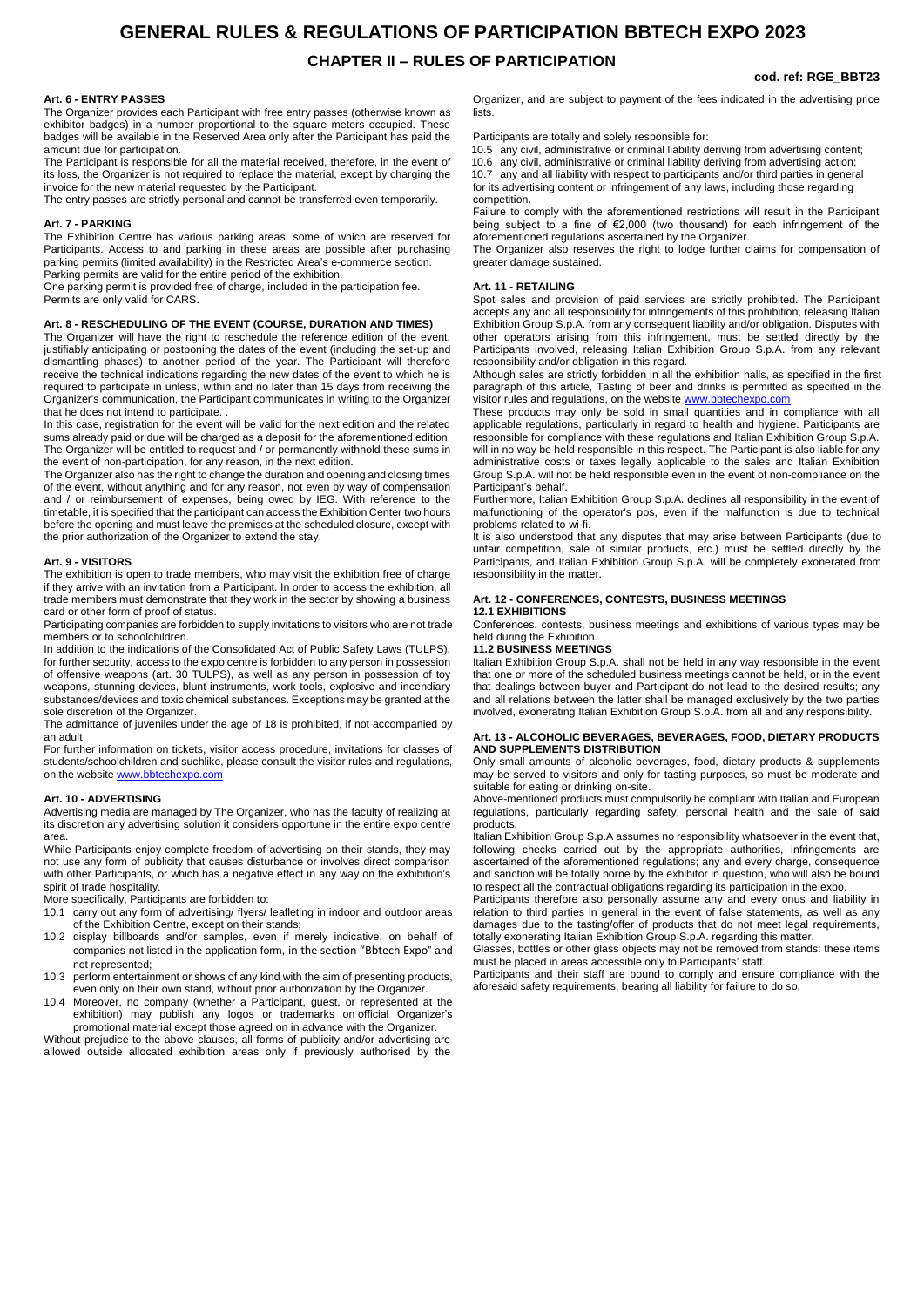# GENERAL RULES & REGULATIONS OF PARTICIPATION BBTECH EXPO 2023

## CHAPTER II – RULES OF PARTICIPATION

**cod. ref: RGE_BBT23**

### Art. 6 - ENTRY PASSES

The Organizer provides each Participant with free entry passes (otherwise known as exhibitor badges) in a number proportional to the square meters occupied. These badges will be available in the Reserved Area only after the Participant has paid the amount due for participation.

The Participant is responsible for all the material received, therefore, in the event of its loss, the Organizer is not required to replace the material, except by charging the invoice for the new material requested by the Participant.

The entry passes are strictly personal and cannot be transferred even temporarily.

### Art. 7 - PARKING

The Exhibition Centre has various parking areas, some of which are reserved for Participants. Access to and parking in these areas are possible after purchasing parking permits (limited availability) in the Restricted Area's e-commerce section. Parking permits are valid for the entire period of the exhibition.

One parking permit is provided free of charge, included in the participation fee.

Permits are only valid for CARS.

### Art. 8 - RESCHEDULING OF THE EVENT (COURSE, DURATION AND TIMES)

The Organizer will have the right to reschedule the reference edition of the event, justifiably anticipating or postponing the dates of the event (including the set-up and dismantling phases) to another period of the year. The Participant will therefore receive the technical indications regarding the new dates of the event to which he is required to participate in unless, within and no later than 15 days from receiving the Organizer's communication, the Participant communicates in writing to the Organizer that he does not intend to participate. .

In this case, registration for the event will be valid for the next edition and the related sums already paid or due will be charged as a deposit for the aforementioned edition. The Organizer will be entitled to request and / or permanently withhold these sums in the event of non-participation, for any reason, in the next edition.

The Organizer also has the right to change the duration and opening and closing times of the event, without anything and for any reason, not even by way of compensation and / or reimbursement of expenses, being owed by IEG. With reference to the timetable, it is specified that the participant can access the Exhibition Center two hours before the opening and must leave the premises at the scheduled closure, except with the prior authorization of the Organizer to extend the stay.

### Art. 9 - VISITORS

The exhibition is open to trade members, who may visit the exhibition free of charge if they arrive with an invitation from a Participant. In order to access the exhibition, all trade members must demonstrate that they work in the sector by showing a business card or other form of proof of status.

Participating companies are forbidden to supply invitations to visitors who are not trade members or to schoolchildren.

In addition to the indications of the Consolidated Act of Public Safety Laws (TULPS), for further security, access to the expo centre is forbidden to any person in possession of offensive weapons (art. 30 TULPS), as well as any person in possession of toy weapons, stunning devices, blunt instruments, work tools, explosive and incendiary substances/devices and toxic chemical substances. Exceptions may be granted at the sole discretion of the Organizer.

The admittance of juveniles under the age of 18 is prohibited, if not accompanied by an adult

For further information on tickets, visitor access procedure, invitations for classes of students/schoolchildren and suchlike, please consult the visitor rules and regulations, on the website www.bbtechexpo.com

### Art. 10 - ADVERTISING

Advertising media are managed by The Organizer, who has the faculty of realizing at its discretion any advertising solution it considers opportune in the entire expo centre area.

While Participants enjoy complete freedom of advertising on their stands, they may not use any form of publicity that causes disturbance or involves direct comparison with other Participants, or which has a negative effect in any way on the exhibition's spirit of trade hospitality.

More specifically, Participants are forbidden to:

10.1 carry out any form of advertising/ flyers/ leafleting in indoor and outdoor areas of the Exhibition Centre, except on their stands;

10.2 display billboards and/or samples, even if merely indicative, on behalf of companies not listed in the application form, in the section "Bbtech Expo" and not represented;

10.3 perform entertainment or shows of any kind with the aim of presenting products, even only on their own stand, without prior authorization by the Organizer.

10.4 Moreover, no company (whether a Participant, guest, or represented at the exhibition) may publish any logos or trademarks on official Organizer's promotional material except those agreed on in advance with the Organizer.

Without prejudice to the above clauses, all forms of publicity and/or advertising are allowed outside allocated exhibition areas only if previously authorised by the Organizer, and are subject to payment of the fees indicated in the advertising price lists.

Participants are totally and solely responsible for:

10.5 any civil, administrative or criminal liability deriving from advertising content;

10.6 any civil, administrative or criminal liability deriving from advertising action;

10.7 any and all liability with respect to participants and/or third parties in general for its advertising content or infringement of any laws, including those regarding competition.

Failure to comply with the aforementioned restrictions will result in the Participant being subject to a fine of €2,000 (two thousand) for each infringement of the aforementioned regulations ascertained by the Organizer.

The Organizer also reserves the right to lodge further claims for compensation of greater damage sustained.

### Art. 11 - RETAILING

Spot sales and provision of paid services are strictly prohibited. The Participant accepts any and all responsibility for infringements of this prohibition, releasing Italian Exhibition Group S.p.A. from any consequent liability and/or obligation. Disputes with other operators arising from this infringement, must be settled directly by the Participants involved, releasing Italian Exhibition Group S.p.A. from any relevant responsibility and/or obligation in this regard.

Although sales are strictly forbidden in all the exhibition halls, as specified in the first paragraph of this article, Tasting of beer and drinks is permitted as specified in the visitor rules and regulations, on the website www.bbtechexpo.com

These products may only be sold in small quantities and in compliance with all applicable regulations, particularly in regard to health and hygiene. Participants are responsible for compliance with these regulations and Italian Exhibition Group S.p.A. will in no way be held responsible in this respect. The Participant is also liable for any administrative costs or taxes legally applicable to the sales and Italian Exhibition Group S.p.A. will not be held responsible even in the event of non-compliance on the Participant's behalf.

Furthermore, Italian Exhibition Group S.p.A. declines all responsibility in the event of malfunctioning of the operator's pos, even if the malfunction is due to technical problems related to wi-fi.

It is also understood that any disputes that may arise between Participants (due to unfair competition, sale of similar products, etc.) must be settled directly by the Participants, and Italian Exhibition Group S.p.A. will be completely exonerated from responsibility in the matter.

### Art. 12 - CONFERENCES, CONTESTS, BUSINESS MEETINGS

#### 12.1 EXHIBITIONS

Conferences, contests, business meetings and exhibitions of various types may be held during the Exhibition.

#### 11.2 BUSINESS MEETINGS

Italian Exhibition Group S.p.A. shall not be held in any way responsible in the event that one or more of the scheduled business meetings cannot be held, or in the event that dealings between buyer and Participant do not lead to the desired results; any and all relations between the latter shall be managed exclusively by the two parties involved, exonerating Italian Exhibition Group S.p.A. from all and any responsibility.

### Art. 13 - ALCOHOLIC BEVERAGES, BEVERAGES, FOOD, DIETARY PRODUCTS AND SUPPLEMENTS DISTRIBUTION

Only small amounts of alcoholic beverages, food, dietary products & supplements may be served to visitors and only for tasting purposes, so must be moderate and suitable for eating or drinking on-site.

Above-mentioned products must compulsorily be compliant with Italian and European regulations, particularly regarding safety, personal health and the sale of said products.

Italian Exhibition Group S.p.A assumes no responsibility whatsoever in the event that, following checks carried out by the appropriate authorities, infringements are ascertained of the aforementioned regulations; any and every charge, consequence and sanction will be totally borne by the exhibitor in question, who will also be bound to respect all the contractual obligations regarding its participation in the expo.

Participants therefore also personally assume any and every onus and liability in relation to third parties in general in the event of false statements, as well as any damages due to the tasting/offer of products that do not meet legal requirements, totally exonerating Italian Exhibition Group S.p.A. regarding this matter.

Glasses, bottles or other glass objects may not be removed from stands: these items must be placed in areas accessible only to Participants' staff.

Participants and their staff are bound to comply and ensure compliance with the aforesaid safety requirements, bearing all liability for failure to do so.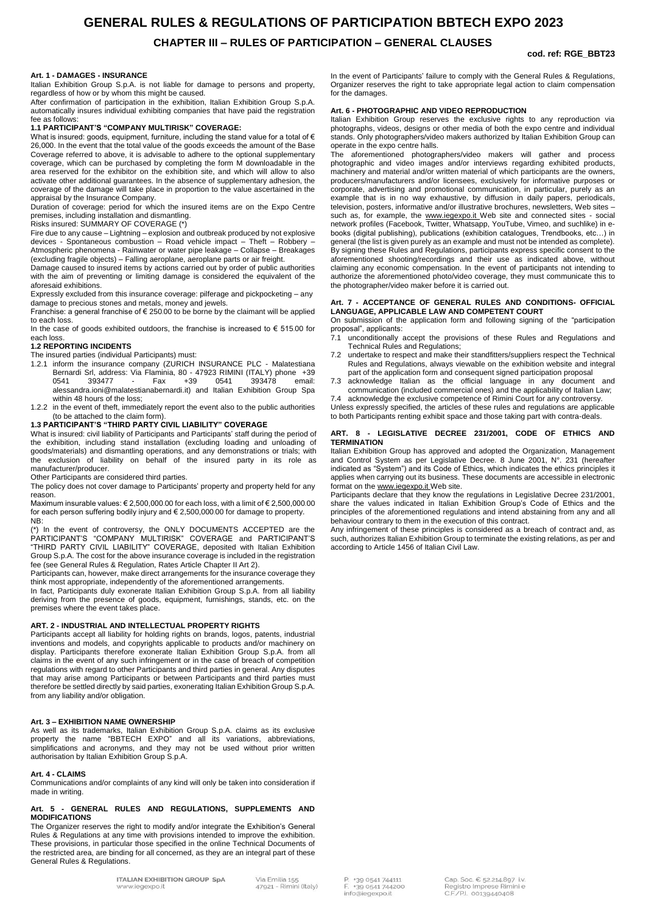# GENERAL RULES & REGULATIONS OF PARTICIPATION BBTECH EXPO 2023

## CHAPTER III – RULES OF PARTICIPATION – GENERAL CLAUSES

**cod. ref: RGE_BBT23**

### Art. 1 - DAMAGES - INSURANCE

Italian Exhibition Group S.p.A. is not liable for damage to persons and property, regardless of how or by whom this might be caused.

After confirmation of participation in the exhibition, Italian Exhibition Group S.p.A. automatically insures individual exhibiting companies that have paid the registration fee as follows:

**1.1 PARTICIPANT'S "COMPANY MULTIRISK" COVERAGE:**

What is insured: goods, equipment, furniture, including the stand value for a total of € 26,000. In the event that the total value of the goods exceeds the amount of the Base Coverage referred to above, it is advisable to adhere to the optional supplementary coverage, which can be purchased by completing the form M downloadable in the area reserved for the exhibitor on the exhibition site, and which will allow to also activate other additional guarantees. In the absence of supplementary adhesion, the coverage of the damage will take place in proportion to the value ascertained in the appraisal by the Insurance Company.

Duration of coverage: period for which the insured items are on the Expo Centre premises, including installation and dismantling.

Risks insured: SUMMARY OF COVERAGE (*)

Fire due to any cause – Lightning – explosion and outbreak produced by not explosive devices - Spontaneous combustion – Road vehicle impact – Theft – Robbery – Atmospheric phenomena - Rainwater or water pipe leakage – Collapse – Breakages (excluding fragile objects) – Falling aeroplane, aeroplane parts or air freight.

Damage caused to insured items by actions carried out by order of public authorities with the aim of preventing or limiting damage is considered the equivalent of the aforesaid exhibitions.

Expressly excluded from this insurance coverage: pilferage and pickpocketing – any damage to precious stones and metals, money and jewels.

Franchise: a general franchise of € 250.00 to be borne by the claimant will be applied to each loss.

In the case of goods exhibited outdoors, the franchise is increased to € 515.00 for each loss.

**1.2 REPORTING INCIDENTS**

The insured parties (individual Participants) must:

1.2.1 inform the insurance company (ZURICH INSURANCE PLC - Malatestiana Bernardi Srl, address: Via Flaminia, 80 - 47923 RIMINI (ITALY) phone +39 0541 393477 - Fax +39 0541 393478 email: alessandra.ioni@malatestianabernardi.it) and Italian Exhibition Group Spa within 48 hours of the loss;

1.2.2 in the event of theft, immediately report the event also to the public authorities (to be attached to the claim form).

**1.3 PARTICIPANT'S "THIRD PARTY CIVIL LIABILITY" COVERAGE**

What is insured: civil liability of Participants and Participants' staff during the period of the exhibition, including stand installation (excluding loading and unloading of goods/materials) and dismantling operations, and any demonstrations or trials; with the exclusion of liability on behalf of the insured party in its role as manufacturer/producer.

Other Participants are considered third parties.

The policy does not cover damage to Participants' property and property held for any reason.

Maximum insurable values: € 2,500,000.00 for each loss, with a limit of € 2,500,000.00 for each person suffering bodily injury and € 2,500,000.00 for damage to property.

NB:

(*) In the event of controversy, the ONLY DOCUMENTS ACCEPTED are the PARTICIPANT'S "COMPANY MULTIRISK" COVERAGE and PARTICIPANT'S "THIRD PARTY CIVIL LIABILITY" COVERAGE, deposited with Italian Exhibition Group S.p.A. The cost for the above insurance coverage is included in the registration fee (see General Rules & Regulation, Rates Article Chapter II Art 2).

Participants can, however, make direct arrangements for the insurance coverage they think most appropriate, independently of the aforementioned arrangements.

In fact, Participants duly exonerate Italian Exhibition Group S.p.A. from all liability deriving from the presence of goods, equipment, furnishings, stands, etc. on the premises where the event takes place.

### ART. 2 - INDUSTRIAL AND INTELLECTUAL PROPERTY RIGHTS

Participants accept all liability for holding rights on brands, logos, patents, industrial inventions and models, and copyrights applicable to products and/or machinery on display. Participants therefore exonerate Italian Exhibition Group S.p.A. from all claims in the event of any such infringement or in the case of breach of competition regulations with regard to other Participants and third parties in general. Any disputes that may arise among Participants or between Participants and third parties must therefore be settled directly by said parties, exonerating Italian Exhibition Group S.p.A. from any liability and/or obligation.

### Art. 3 – EXHIBITION NAME OWNERSHIP

As well as its trademarks, Italian Exhibition Group S.p.A. claims as its exclusive property the name "BBTECH EXPO" and all its variations, abbreviations, simplifications and acronyms, and they may not be used without prior written authorisation by Italian Exhibition Group S.p.A.

### Art. 4 - CLAIMS

Communications and/or complaints of any kind will only be taken into consideration if made in writing.

### Art. 5 - GENERAL RULES AND REGULATIONS, SUPPLEMENTS AND MODIFICATIONS

The Organizer reserves the right to modify and/or integrate the Exhibition's General Rules & Regulations at any time with provisions intended to improve the exhibition. These provisions, in particular those specified in the online Technical Documents of the restricted area, are binding for all concerned, as they are an integral part of these General Rules & Regulations.

In the event of Participants' failure to comply with the General Rules & Regulations, Organizer reserves the right to take appropriate legal action to claim compensation for the damages.

### Art. 6 - PHOTOGRAPHIC AND VIDEO REPRODUCTION

Italian Exhibition Group reserves the exclusive rights to any reproduction via photographs, videos, designs or other media of both the expo centre and individual stands. Only photographers/video makers authorized by Italian Exhibition Group can operate in the expo centre halls.

The aforementioned photographers/video makers will gather and process photographic and video images and/or interviews regarding exhibited products, machinery and material and/or written material of which participants are the owners, producers/manufacturers and/or licensees, exclusively for informative purposes or corporate, advertising and promotional communication, in particular, purely as an example that is in no way exhaustive, by diffusion in daily papers, periodicals, television, posters, informative and/or illustrative brochures, newsletters, Web sites – such as, for example, the www.iegexpo.it Web site and connected sites - social network profiles (Facebook, Twitter, Whatsapp, YouTube, Vimeo, and suchlike) in e-books (digital publishing), publications (exhibition catalogues, Trendbooks, etc…) in general (the list is given purely as an example and must not be intended as complete). By signing these Rules and Regulations, participants express specific consent to the aforementioned shooting/recordings and their use as indicated above, without claiming any economic compensation. In the event of participants not intending to authorize the aforementioned photo/video coverage, they must communicate this to the photographer/video maker before it is carried out.

### Art. 7 - ACCEPTANCE OF GENERAL RULES AND CONDITIONS- OFFICIAL LANGUAGE, APPLICABLE LAW AND COMPETENT COURT

On submission of the application form and following signing of the "participation proposal", applicants:

7.1 unconditionally accept the provisions of these Rules and Regulations and Technical Rules and Regulations;

7.2 undertake to respect and make their standfitters/suppliers respect the Technical Rules and Regulations, always viewable on the exhibition website and integral part of the application form and consequent signed participation proposal

7.3 acknowledge Italian as the official language in any document and communication (included commercial ones) and the applicability of Italian Law;

7.4 acknowledge the exclusive competence of Rimini Court for any controversy.

Unless expressly specified, the articles of these rules and regulations are applicable to both Participants renting exhibit space and those taking part with contra-deals.

### ART. 8 - LEGISLATIVE DECREE 231/2001, CODE OF ETHICS AND TERMINATION

Italian Exhibition Group has approved and adopted the Organization, Management and Control System as per Legislative Decree. 8 June 2001, N°. 231 (hereafter indicated as "System") and its Code of Ethics, which indicates the ethics principles it applies when carrying out its business. These documents are accessible in electronic format on the www.iegexpo.it Web site.

Participants declare that they know the regulations in Legislative Decree 231/2001, share the values indicated in Italian Exhibition Group's Code of Ethics and the principles of the aforementioned regulations and intend abstaining from any and all behaviour contrary to them in the execution of this contract.

Any infringement of these principles is considered as a breach of contract and, as such, authorizes Italian Exhibition Group to terminate the existing relations, as per and according to Article 1456 of Italian Civil Law.

ITALIAN EXHIBITION GROUP SpA www.iegexpo.it | Via Emilia 155 47921 - Rimini (Italy) | P. +39 0541 744111 F. +39 0541 744200 info@iegexpo.it | Cap. Soc. € 52.214.897 i.v. Registro Imprese Rimini e C.F./P.I. 00139440408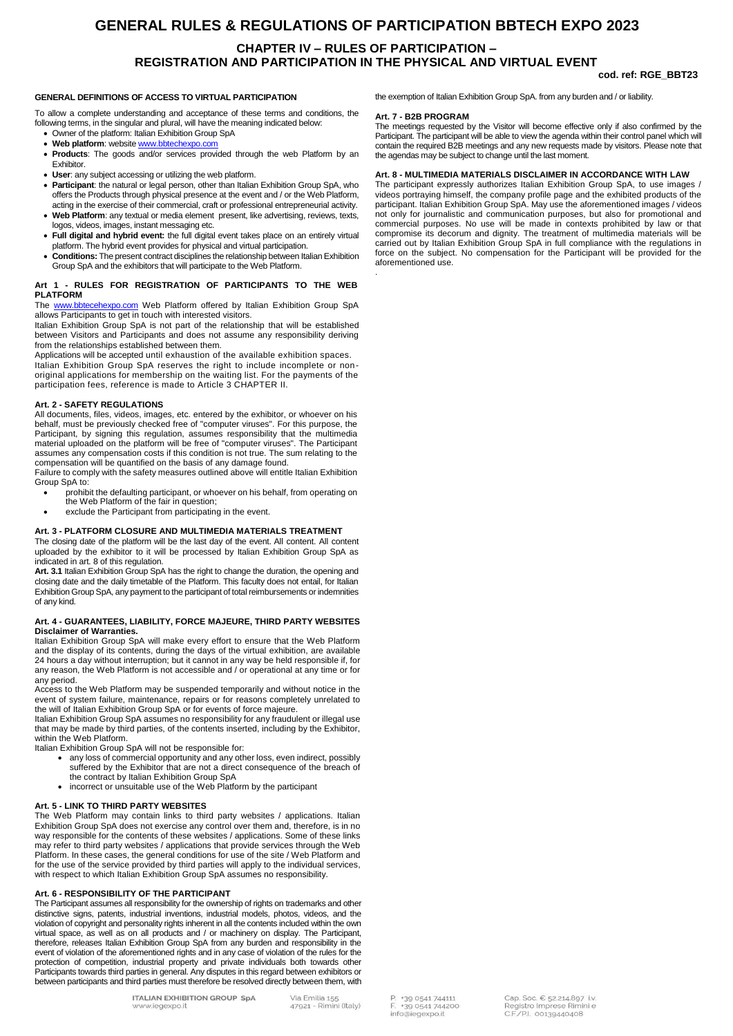# GENERAL RULES & REGULATIONS OF PARTICIPATION BBTECH EXPO 2023

## CHAPTER IV – RULES OF PARTICIPATION – REGISTRATION AND PARTICIPATION IN THE PHYSICAL AND VIRTUAL EVENT

**cod. ref: RGE_BBT23**

### GENERAL DEFINITIONS OF ACCESS TO VIRTUAL PARTICIPATION

To allow a complete understanding and acceptance of these terms and conditions, the following terms, in the singular and plural, will have the meaning indicated below:

- Owner of the platform: Italian Exhibition Group SpA
- **Web platform**: website www.bbtechexpo.com
- **Products**: The goods and/or services provided through the web Platform by an Exhibitor.
- **User**: any subject accessing or utilizing the web platform.
- **Participant**: the natural or legal person, other than Italian Exhibition Group SpA, who offers the Products through physical presence at the event and / or the Web Platform, acting in the exercise of their commercial, craft or professional entrepreneurial activity.
- **Web Platform**: any textual or media element present, like advertising, reviews, texts, logos, videos, images, instant messaging etc.
- **Full digital and hybrid event:** the full digital event takes place on an entirely virtual platform. The hybrid event provides for physical and virtual participation.
- **Conditions:** The present contract disciplines the relationship between Italian Exhibition Group SpA and the exhibitors that will participate to the Web Platform.

### Art 1 - RULES FOR REGISTRATION OF PARTICIPANTS TO THE WEB PLATFORM

The www.bbtecehexpo.com Web Platform offered by Italian Exhibition Group SpA allows Participants to get in touch with interested visitors.

Italian Exhibition Group SpA is not part of the relationship that will be established between Visitors and Participants and does not assume any responsibility deriving from the relationships established between them.

Applications will be accepted until exhaustion of the available exhibition spaces.

Italian Exhibition Group SpA reserves the right to include incomplete or non-original applications for membership on the waiting list. For the payments of the participation fees, reference is made to Article 3 CHAPTER II.

### Art. 2 - SAFETY REGULATIONS

All documents, files, videos, images, etc. entered by the exhibitor, or whoever on his behalf, must be previously checked free of "computer viruses". For this purpose, the Participant, by signing this regulation, assumes responsibility that the multimedia material uploaded on the platform will be free of "computer viruses". The Participant assumes any compensation costs if this condition is not true. The sum relating to the compensation will be quantified on the basis of any damage found.

Failure to comply with the safety measures outlined above will entitle Italian Exhibition Group SpA to:

- prohibit the defaulting participant, or whoever on his behalf, from operating on the Web Platform of the fair in question;
- exclude the Participant from participating in the event.

### Art. 3 - PLATFORM CLOSURE AND MULTIMEDIA MATERIALS TREATMENT

The closing date of the platform will be the last day of the event. All content. All content uploaded by the exhibitor to it will be processed by Italian Exhibition Group SpA as indicated in art. 8 of this regulation.

**Art. 3.1** Italian Exhibition Group SpA has the right to change the duration, the opening and closing date and the daily timetable of the Platform. This faculty does not entail, for Italian Exhibition Group SpA, any payment to the participant of total reimbursements or indemnities of any kind.

### Art. 4 - GUARANTEES, LIABILITY, FORCE MAJEURE, THIRD PARTY WEBSITES Disclaimer of Warranties.

Italian Exhibition Group SpA will make every effort to ensure that the Web Platform and the display of its contents, during the days of the virtual exhibition, are available 24 hours a day without interruption; but it cannot in any way be held responsible if, for any reason, the Web Platform is not accessible and / or operational at any time or for any period.

Access to the Web Platform may be suspended temporarily and without notice in the event of system failure, maintenance, repairs or for reasons completely unrelated to the will of Italian Exhibition Group SpA or for events of force majeure.

Italian Exhibition Group SpA assumes no responsibility for any fraudulent or illegal use that may be made by third parties, of the contents inserted, including by the Exhibitor, within the Web Platform.

Italian Exhibition Group SpA will not be responsible for:

- any loss of commercial opportunity and any other loss, even indirect, possibly suffered by the Exhibitor that are not a direct consequence of the breach of the contract by Italian Exhibition Group SpA
- incorrect or unsuitable use of the Web Platform by the participant

### Art. 5 - LINK TO THIRD PARTY WEBSITES

The Web Platform may contain links to third party websites / applications. Italian Exhibition Group SpA does not exercise any control over them and, therefore, is in no way responsible for the contents of these websites / applications. Some of these links may refer to third party websites / applications that provide services through the Web Platform. In these cases, the general conditions for use of the site / Web Platform and for the use of the service provided by third parties will apply to the individual services, with respect to which Italian Exhibition Group SpA assumes no responsibility.

### Art. 6 - RESPONSIBILITY OF THE PARTICIPANT

The Participant assumes all responsibility for the ownership of rights on trademarks and other distinctive signs, patents, industrial inventions, industrial models, photos, videos, and the violation of copyright and personality rights inherent in all the contents included within the own virtual space, as well as on all products and / or machinery on display. The Participant, therefore, releases Italian Exhibition Group SpA from any burden and responsibility in the event of violation of the aforementioned rights and in any case of violation of the rules for the protection of competition, industrial property and private individuals both towards other Participants towards third parties in general. Any disputes in this regard between exhibitors or between participants and third parties must therefore be resolved directly between them, with the exemption of Italian Exhibition Group SpA. from any burden and / or liability.

### Art. 7 - B2B PROGRAM

The meetings requested by the Visitor will become effective only if also confirmed by the Participant. The participant will be able to view the agenda within their control panel which will contain the required B2B meetings and any new requests made by visitors. Please note that the agendas may be subject to change until the last moment.

### Art. 8 - MULTIMEDIA MATERIALS DISCLAIMER IN ACCORDANCE WITH LAW

The participant expressly authorizes Italian Exhibition Group SpA, to use images / videos portraying himself, the company profile page and the exhibited products of the participant. Italian Exhibition Group SpA. May use the aforementioned images / videos not only for journalistic and communication purposes, but also for promotional and commercial purposes. No use will be made in contexts prohibited by law or that compromise its decorum and dignity. The treatment of multimedia materials will be carried out by Italian Exhibition Group SpA in full compliance with the regulations in force on the subject. No compensation for the Participant will be provided for the aforementioned use.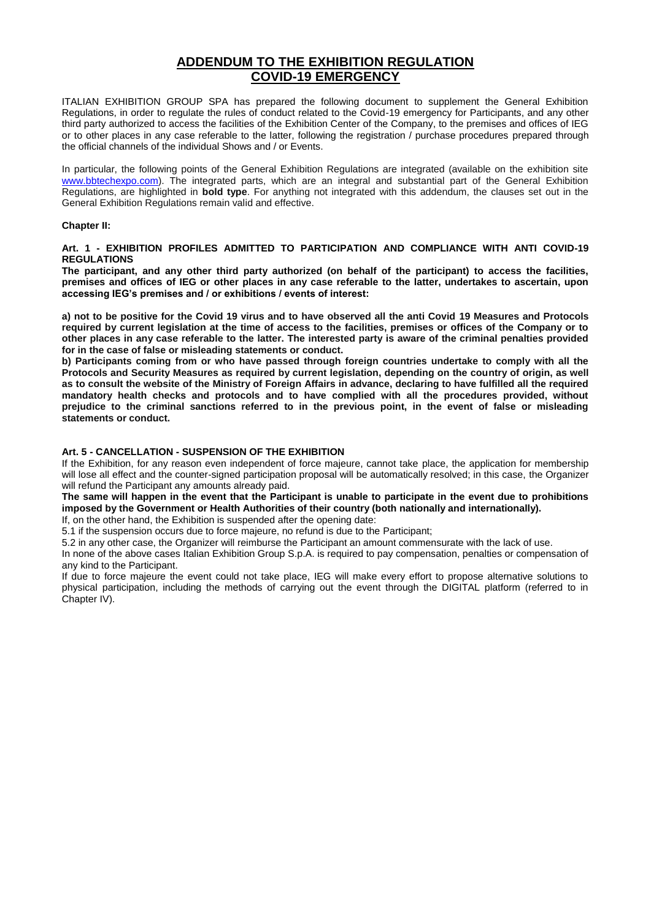# ADDENDUM TO THE EXHIBITION REGULATION
# COVID-19 EMERGENCY

ITALIAN EXHIBITION GROUP SPA has prepared the following document to supplement the General Exhibition Regulations, in order to regulate the rules of conduct related to the Covid-19 emergency for Participants, and any other third party authorized to access the facilities of the Exhibition Center of the Company, to the premises and offices of IEG or to other places in any case referable to the latter, following the registration / purchase procedures prepared through the official channels of the individual Shows and / or Events.

In particular, the following points of the General Exhibition Regulations are integrated (available on the exhibition site www.bbtechexpo.com). The integrated parts, which are an integral and substantial part of the General Exhibition Regulations, are highlighted in **bold type**. For anything not integrated with this addendum, the clauses set out in the General Exhibition Regulations remain valid and effective.

**Chapter II:**

**Art. 1 - EXHIBITION PROFILES ADMITTED TO PARTICIPATION AND COMPLIANCE WITH ANTI COVID-19 REGULATIONS**

**The participant, and any other third party authorized (on behalf of the participant) to access the facilities, premises and offices of IEG or other places in any case referable to the latter, undertakes to ascertain, upon accessing IEG's premises and / or exhibitions / events of interest:**

**a) not to be positive for the Covid 19 virus and to have observed all the anti Covid 19 Measures and Protocols required by current legislation at the time of access to the facilities, premises or offices of the Company or to other places in any case referable to the latter. The interested party is aware of the criminal penalties provided for in the case of false or misleading statements or conduct.**

**b) Participants coming from or who have passed through foreign countries undertake to comply with all the Protocols and Security Measures as required by current legislation, depending on the country of origin, as well as to consult the website of the Ministry of Foreign Affairs in advance, declaring to have fulfilled all the required mandatory health checks and protocols and to have complied with all the procedures provided, without prejudice to the criminal sanctions referred to in the previous point, in the event of false or misleading statements or conduct.**

**Art. 5 - CANCELLATION - SUSPENSION OF THE EXHIBITION**

If the Exhibition, for any reason even independent of force majeure, cannot take place, the application for membership will lose all effect and the counter-signed participation proposal will be automatically resolved; in this case, the Organizer will refund the Participant any amounts already paid.

**The same will happen in the event that the Participant is unable to participate in the event due to prohibitions imposed by the Government or Health Authorities of their country (both nationally and internationally).**

If, on the other hand, the Exhibition is suspended after the opening date:

5.1 if the suspension occurs due to force majeure, no refund is due to the Participant;

5.2 in any other case, the Organizer will reimburse the Participant an amount commensurate with the lack of use.

In none of the above cases Italian Exhibition Group S.p.A. is required to pay compensation, penalties or compensation of any kind to the Participant.

If due to force majeure the event could not take place, IEG will make every effort to propose alternative solutions to physical participation, including the methods of carrying out the event through the DIGITAL platform (referred to in Chapter IV).